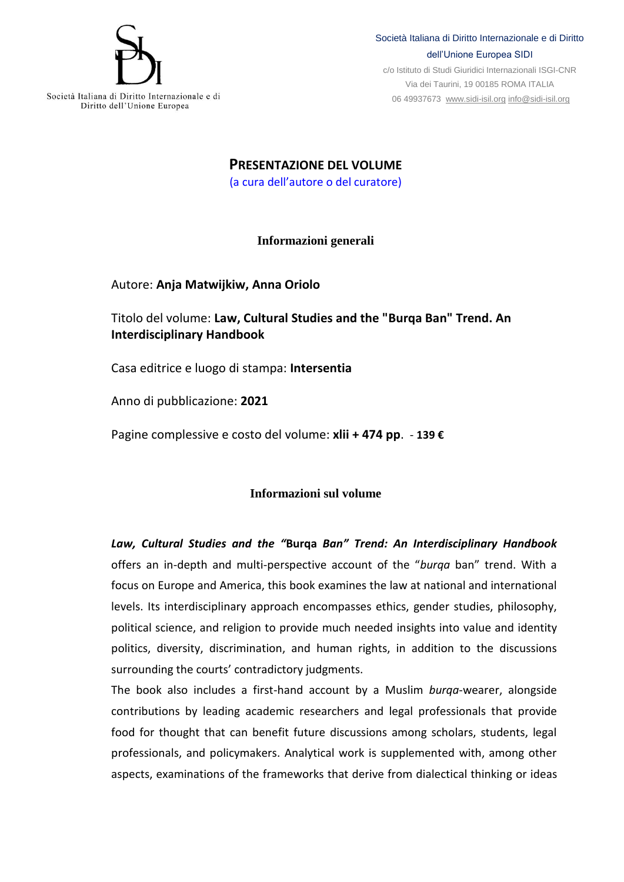Società Italiana di Diritto Internazionale e di Diritto dell'Unione Europea

Società Italiana di Diritto Internazionale e di Diritto dell'Unione Europea SIDI
c/o Istituto di Studi Giuridici Internazionali ISGI-CNR
Via dei Taurini, 19 00185 ROMA ITALIA
06 49937673 www.sidi-isil.org info@sidi-isil.org

# PRESENTAZIONE DEL VOLUME

(a cura dell'autore o del curatore)

## Informazioni generali

Autore: **Anja Matwijkiw, Anna Oriolo**

Titolo del volume: **Law, Cultural Studies and the "Burqa Ban" Trend. An Interdisciplinary Handbook**

Casa editrice e luogo di stampa: **Intersentia**

Anno di pubblicazione: **2021**

Pagine complessive e costo del volume: **xlii + 474 pp**. - **139 €**

## Informazioni sul volume

***Law, Cultural Studies and the "*****Burqa** ***Ban" Trend: An Interdisciplinary Handbook*** offers an in-depth and multi-perspective account of the "*burqa* ban" trend. With a focus on Europe and America, this book examines the law at national and international levels. Its interdisciplinary approach encompasses ethics, gender studies, philosophy, political science, and religion to provide much needed insights into value and identity politics, diversity, discrimination, and human rights, in addition to the discussions surrounding the courts' contradictory judgments.

The book also includes a first-hand account by a Muslim *burqa*-wearer, alongside contributions by leading academic researchers and legal professionals that provide food for thought that can benefit future discussions among scholars, students, legal professionals, and policymakers. Analytical work is supplemented with, among other aspects, examinations of the frameworks that derive from dialectical thinking or ideas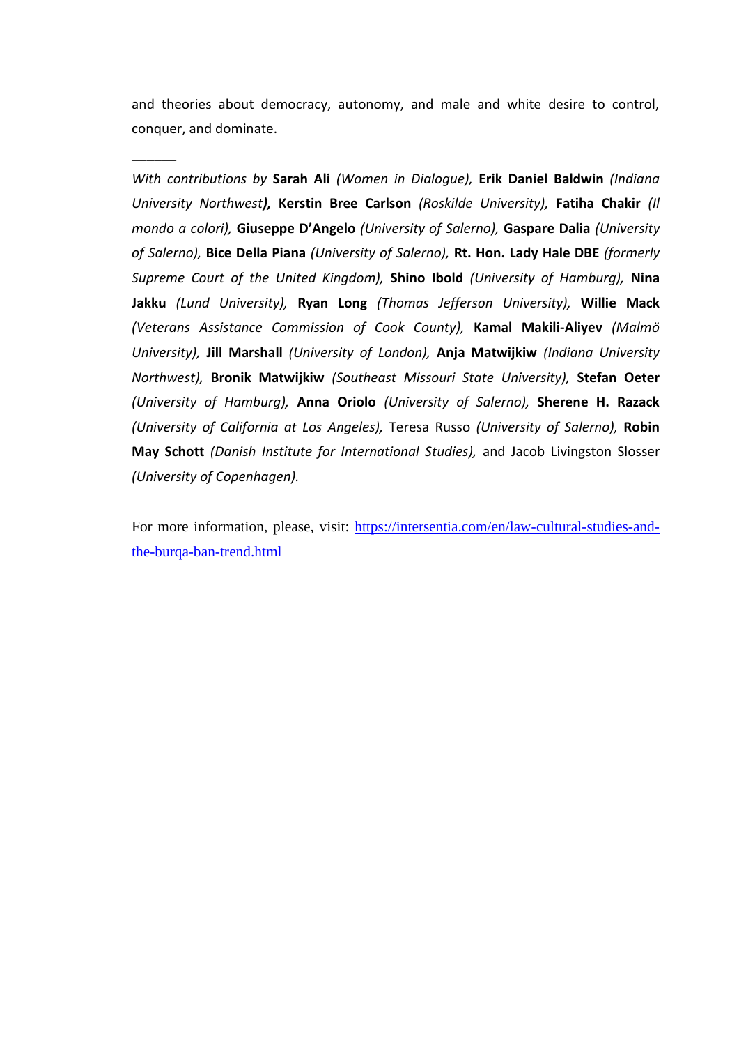and theories about democracy, autonomy, and male and white desire to control, conquer, and dominate.

______

*With contributions by* **Sarah Ali** *(Women in Dialogue),* **Erik Daniel Baldwin** *(Indiana University Northwest***),** **Kerstin Bree Carlson** *(Roskilde University),* **Fatiha Chakir** *(Il mondo a colori),* **Giuseppe D'Angelo** *(University of Salerno),* **Gaspare Dalia** *(University of Salerno),* **Bice Della Piana** *(University of Salerno),* **Rt. Hon. Lady Hale DBE** *(formerly Supreme Court of the United Kingdom),* **Shino Ibold** *(University of Hamburg),* **Nina Jakku** *(Lund University),* **Ryan Long** *(Thomas Jefferson University),* **Willie Mack** *(Veterans Assistance Commission of Cook County),* **Kamal Makili-Aliyev** *(Malmö University),* **Jill Marshall** *(University of London),* **Anja Matwijkiw** *(Indiana University Northwest),* **Bronik Matwijkiw** *(Southeast Missouri State University),* **Stefan Oeter** *(University of Hamburg),* **Anna Oriolo** *(University of Salerno),* **Sherene H. Razack** *(University of California at Los Angeles),* Teresa Russo *(University of Salerno),* **Robin May Schott** *(Danish Institute for International Studies),* and Jacob Livingston Slosser *(University of Copenhagen).*

For more information, please, visit: [https://intersentia.com/en/law-cultural-studies-and-the-burqa-ban-trend.html](https://intersentia.com/en/law-cultural-studies-and-the-burqa-ban-trend.html)